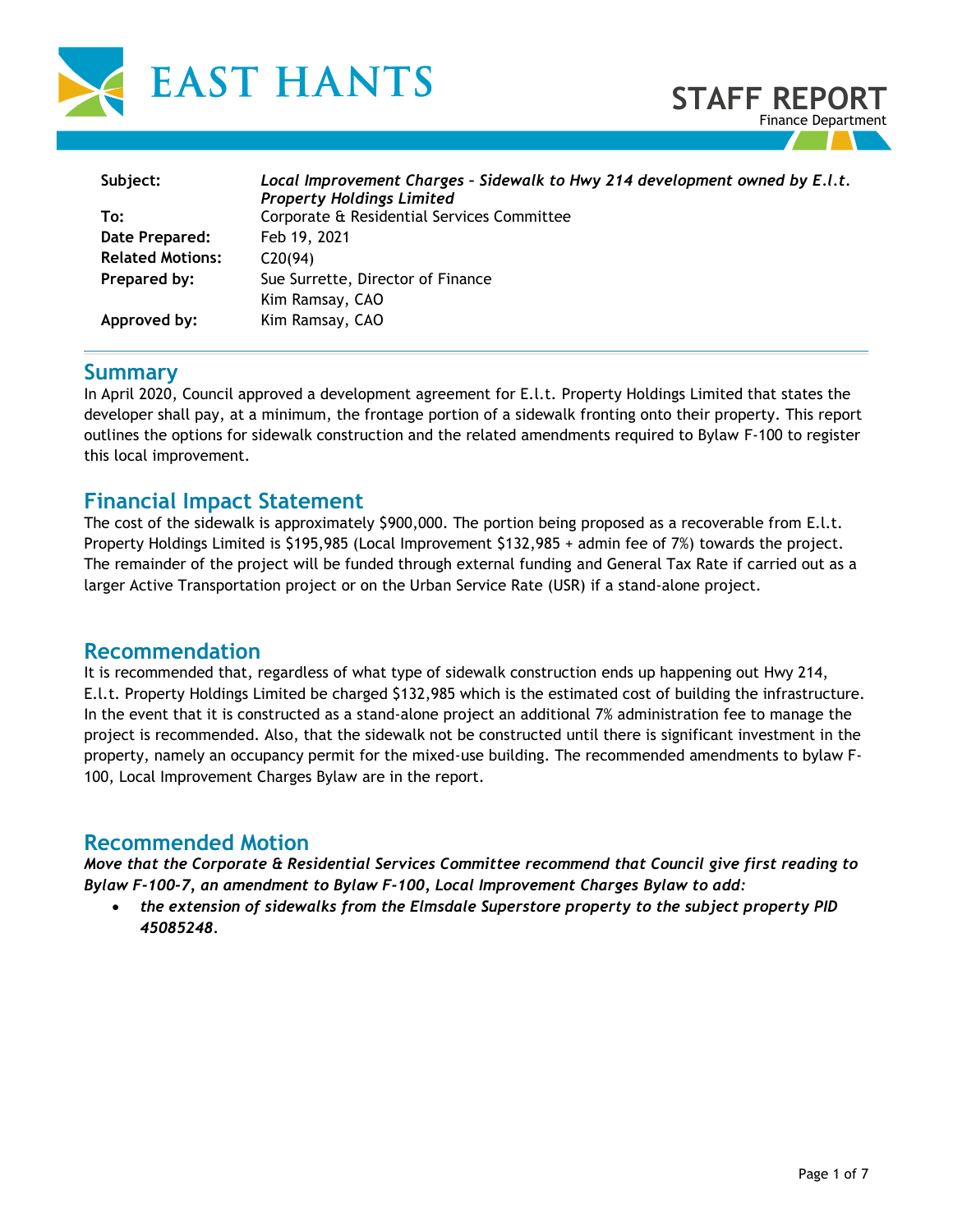EAST HANTS

# STAFF REPORT

Finance Department

| | |
|---|---|
| **Subject:** | ***Local Improvement Charges – Sidewalk to Hwy 214 development owned by E.l.t. Property Holdings Limited*** |
| **To:** | Corporate & Residential Services Committee |
| **Date Prepared:** | Feb 19, 2021 |
| **Related Motions:** | C20(94) |
| **Prepared by:** | Sue Surrette, Director of Finance<br>Kim Ramsay, CAO |
| **Approved by:** | Kim Ramsay, CAO |

## Summary

In April 2020, Council approved a development agreement for E.l.t. Property Holdings Limited that states the developer shall pay, at a minimum, the frontage portion of a sidewalk fronting onto their property. This report outlines the options for sidewalk construction and the related amendments required to Bylaw F-100 to register this local improvement.

## Financial Impact Statement

The cost of the sidewalk is approximately $900,000. The portion being proposed as a recoverable from E.l.t. Property Holdings Limited is $195,985 (Local Improvement $132,985 + admin fee of 7%) towards the project. The remainder of the project will be funded through external funding and General Tax Rate if carried out as a larger Active Transportation project or on the Urban Service Rate (USR) if a stand-alone project.

## Recommendation

It is recommended that, regardless of what type of sidewalk construction ends up happening out Hwy 214, E.l.t. Property Holdings Limited be charged $132,985 which is the estimated cost of building the infrastructure. In the event that it is constructed as a stand-alone project an additional 7% administration fee to manage the project is recommended. Also, that the sidewalk not be constructed until there is significant investment in the property, namely an occupancy permit for the mixed-use building. The recommended amendments to bylaw F-100, Local Improvement Charges Bylaw are in the report.

## Recommended Motion

***Move that the Corporate & Residential Services Committee recommend that Council give first reading to Bylaw F-100-7, an amendment to Bylaw F-100, Local Improvement Charges Bylaw to add:***

- ***the extension of sidewalks from the Elmsdale Superstore property to the subject property PID 45085248.***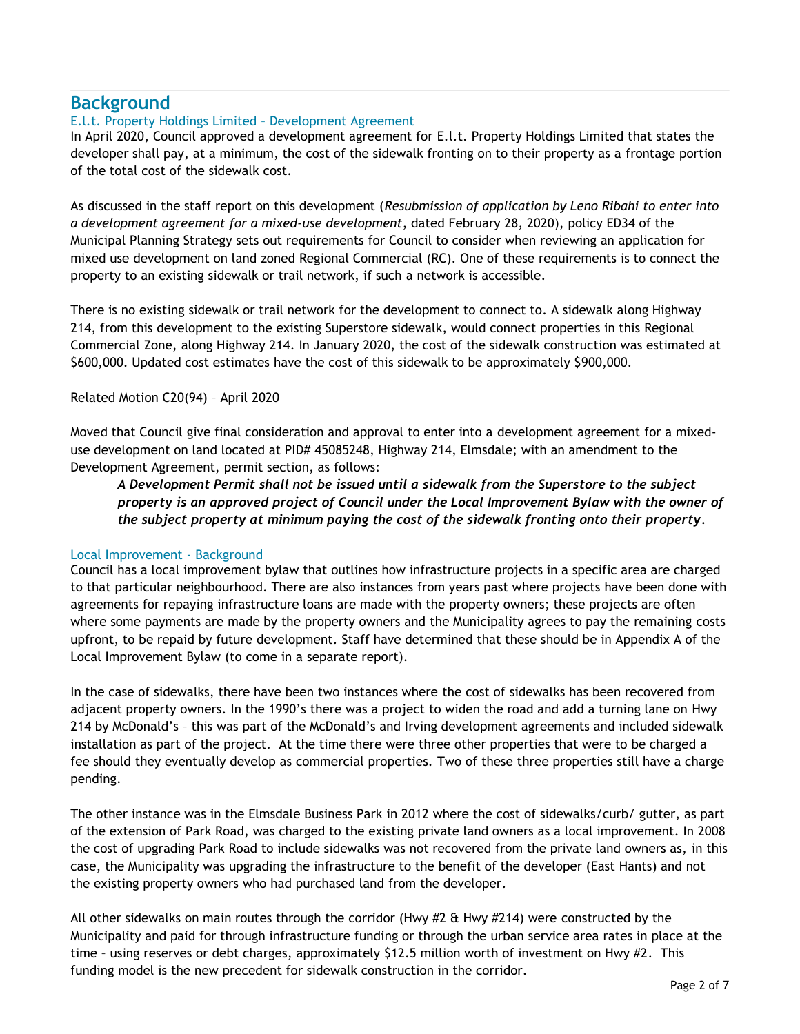## Background

### E.l.t. Property Holdings Limited – Development Agreement

In April 2020, Council approved a development agreement for E.l.t. Property Holdings Limited that states the developer shall pay, at a minimum, the cost of the sidewalk fronting on to their property as a frontage portion of the total cost of the sidewalk cost.

As discussed in the staff report on this development (*Resubmission of application by Leno Ribahi to enter into a development agreement for a mixed-use development*, dated February 28, 2020), policy ED34 of the Municipal Planning Strategy sets out requirements for Council to consider when reviewing an application for mixed use development on land zoned Regional Commercial (RC). One of these requirements is to connect the property to an existing sidewalk or trail network, if such a network is accessible.

There is no existing sidewalk or trail network for the development to connect to. A sidewalk along Highway 214, from this development to the existing Superstore sidewalk, would connect properties in this Regional Commercial Zone, along Highway 214. In January 2020, the cost of the sidewalk construction was estimated at $600,000. Updated cost estimates have the cost of this sidewalk to be approximately $900,000.

Related Motion C20(94) – April 2020

Moved that Council give final consideration and approval to enter into a development agreement for a mixed-use development on land located at PID# 45085248, Highway 214, Elmsdale; with an amendment to the Development Agreement, permit section, as follows:

> ***A Development Permit shall not be issued until a sidewalk from the Superstore to the subject property is an approved project of Council under the Local Improvement Bylaw with the owner of the subject property at minimum paying the cost of the sidewalk fronting onto their property.***

### Local Improvement - Background

Council has a local improvement bylaw that outlines how infrastructure projects in a specific area are charged to that particular neighbourhood. There are also instances from years past where projects have been done with agreements for repaying infrastructure loans are made with the property owners; these projects are often where some payments are made by the property owners and the Municipality agrees to pay the remaining costs upfront, to be repaid by future development. Staff have determined that these should be in Appendix A of the Local Improvement Bylaw (to come in a separate report).

In the case of sidewalks, there have been two instances where the cost of sidewalks has been recovered from adjacent property owners. In the 1990's there was a project to widen the road and add a turning lane on Hwy 214 by McDonald's – this was part of the McDonald's and Irving development agreements and included sidewalk installation as part of the project. At the time there were three other properties that were to be charged a fee should they eventually develop as commercial properties. Two of these three properties still have a charge pending.

The other instance was in the Elmsdale Business Park in 2012 where the cost of sidewalks/curb/ gutter, as part of the extension of Park Road, was charged to the existing private land owners as a local improvement. In 2008 the cost of upgrading Park Road to include sidewalks was not recovered from the private land owners as, in this case, the Municipality was upgrading the infrastructure to the benefit of the developer (East Hants) and not the existing property owners who had purchased land from the developer.

All other sidewalks on main routes through the corridor (Hwy #2 & Hwy #214) were constructed by the Municipality and paid for through infrastructure funding or through the urban service area rates in place at the time – using reserves or debt charges, approximately $12.5 million worth of investment on Hwy #2. This funding model is the new precedent for sidewalk construction in the corridor.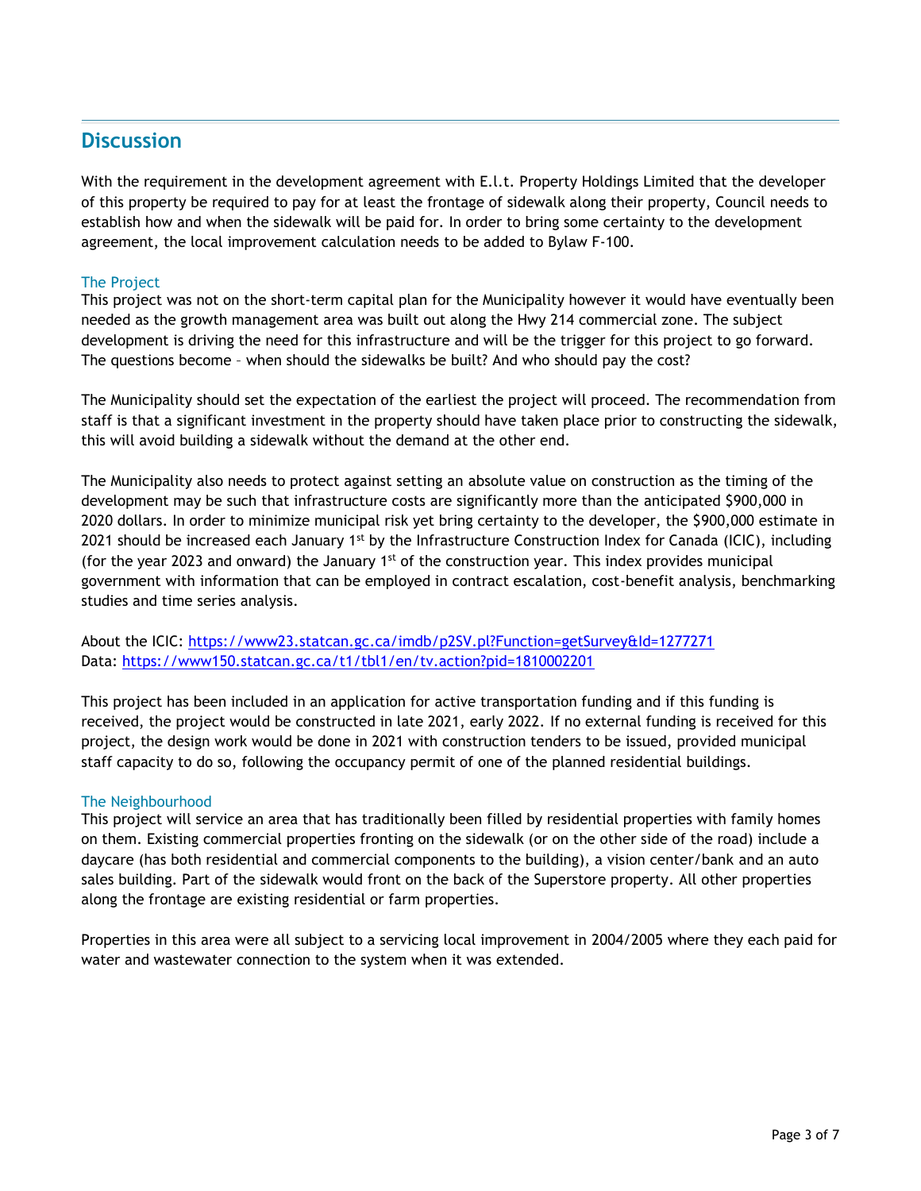## Discussion

With the requirement in the development agreement with E.l.t. Property Holdings Limited that the developer of this property be required to pay for at least the frontage of sidewalk along their property, Council needs to establish how and when the sidewalk will be paid for. In order to bring some certainty to the development agreement, the local improvement calculation needs to be added to Bylaw F-100.

### The Project

This project was not on the short-term capital plan for the Municipality however it would have eventually been needed as the growth management area was built out along the Hwy 214 commercial zone. The subject development is driving the need for this infrastructure and will be the trigger for this project to go forward. The questions become – when should the sidewalks be built? And who should pay the cost?

The Municipality should set the expectation of the earliest the project will proceed. The recommendation from staff is that a significant investment in the property should have taken place prior to constructing the sidewalk, this will avoid building a sidewalk without the demand at the other end.

The Municipality also needs to protect against setting an absolute value on construction as the timing of the development may be such that infrastructure costs are significantly more than the anticipated $900,000 in 2020 dollars. In order to minimize municipal risk yet bring certainty to the developer, the $900,000 estimate in 2021 should be increased each January 1st by the Infrastructure Construction Index for Canada (ICIC), including (for the year 2023 and onward) the January 1st of the construction year. This index provides municipal government with information that can be employed in contract escalation, cost-benefit analysis, benchmarking studies and time series analysis.

About the ICIC: https://www23.statcan.gc.ca/imdb/p2SV.pl?Function=getSurvey&Id=1277271
Data: https://www150.statcan.gc.ca/t1/tbl1/en/tv.action?pid=1810002201

This project has been included in an application for active transportation funding and if this funding is received, the project would be constructed in late 2021, early 2022. If no external funding is received for this project, the design work would be done in 2021 with construction tenders to be issued, provided municipal staff capacity to do so, following the occupancy permit of one of the planned residential buildings.

### The Neighbourhood

This project will service an area that has traditionally been filled by residential properties with family homes on them. Existing commercial properties fronting on the sidewalk (or on the other side of the road) include a daycare (has both residential and commercial components to the building), a vision center/bank and an auto sales building. Part of the sidewalk would front on the back of the Superstore property. All other properties along the frontage are existing residential or farm properties.

Properties in this area were all subject to a servicing local improvement in 2004/2005 where they each paid for water and wastewater connection to the system when it was extended.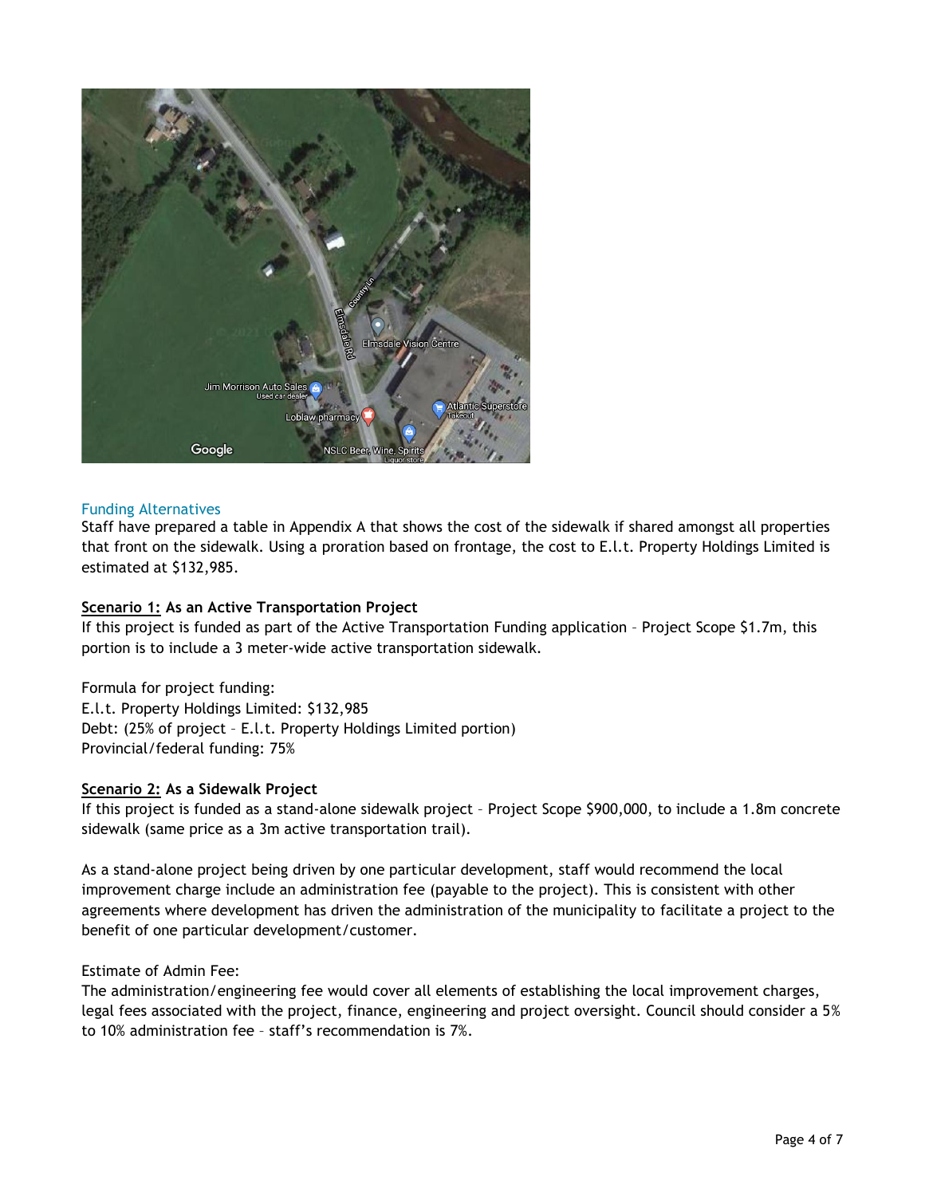## Funding Alternatives

Staff have prepared a table in Appendix A that shows the cost of the sidewalk if shared amongst all properties that front on the sidewalk. Using a proration based on frontage, the cost to E.l.t. Property Holdings Limited is estimated at $132,985.

**Scenario 1: As an Active Transportation Project**

If this project is funded as part of the Active Transportation Funding application – Project Scope $1.7m, this portion is to include a 3 meter-wide active transportation sidewalk.

Formula for project funding:
E.l.t. Property Holdings Limited: $132,985
Debt: (25% of project – E.l.t. Property Holdings Limited portion)
Provincial/federal funding: 75%

**Scenario 2: As a Sidewalk Project**

If this project is funded as a stand-alone sidewalk project – Project Scope $900,000, to include a 1.8m concrete sidewalk (same price as a 3m active transportation trail).

As a stand-alone project being driven by one particular development, staff would recommend the local improvement charge include an administration fee (payable to the project). This is consistent with other agreements where development has driven the administration of the municipality to facilitate a project to the benefit of one particular development/customer.

Estimate of Admin Fee:
The administration/engineering fee would cover all elements of establishing the local improvement charges, legal fees associated with the project, finance, engineering and project oversight. Council should consider a 5% to 10% administration fee – staff's recommendation is 7%.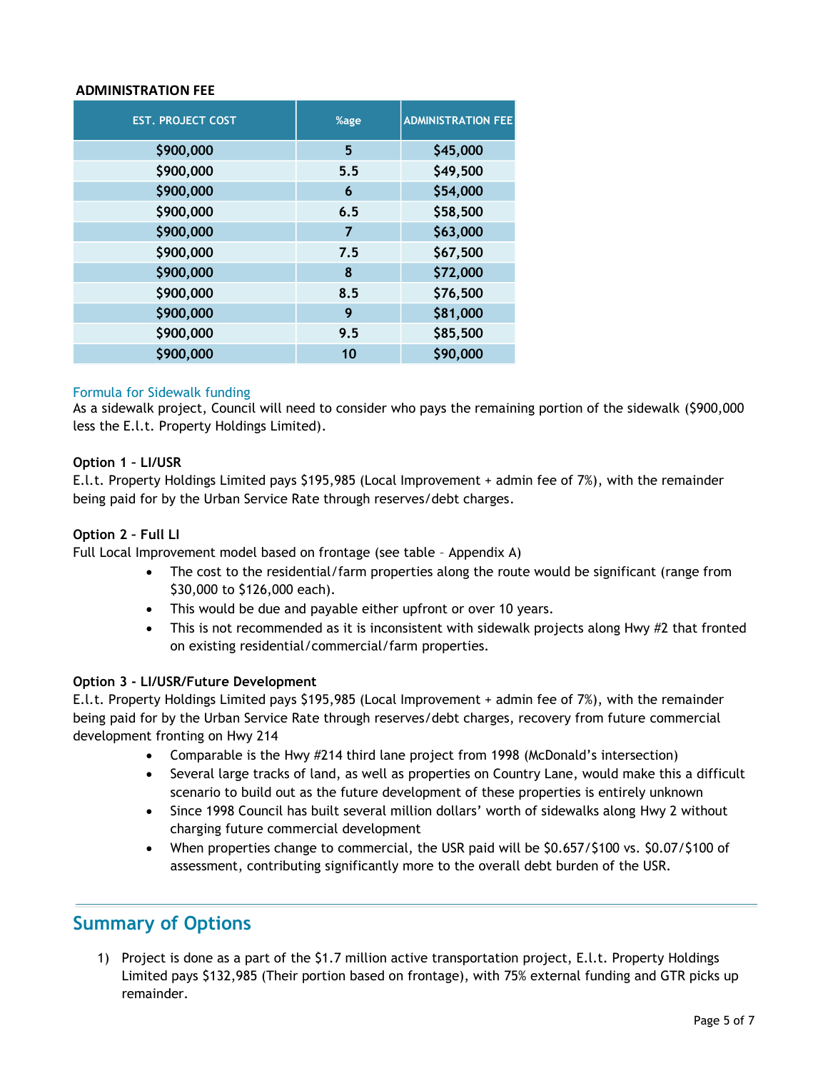**ADMINISTRATION FEE**

| EST. PROJECT COST | %age | ADMINISTRATION FEE |
|---|---|---|
| $900,000 | 5 | $45,000 |
| $900,000 | 5.5 | $49,500 |
| $900,000 | 6 | $54,000 |
| $900,000 | 6.5 | $58,500 |
| $900,000 | 7 | $63,000 |
| $900,000 | 7.5 | $67,500 |
| $900,000 | 8 | $72,000 |
| $900,000 | 8.5 | $76,500 |
| $900,000 | 9 | $81,000 |
| $900,000 | 9.5 | $85,500 |
| $900,000 | 10 | $90,000 |

### Formula for Sidewalk funding

As a sidewalk project, Council will need to consider who pays the remaining portion of the sidewalk ($900,000 less the E.l.t. Property Holdings Limited).

**Option 1 – LI/USR**

E.l.t. Property Holdings Limited pays $195,985 (Local Improvement + admin fee of 7%), with the remainder being paid for by the Urban Service Rate through reserves/debt charges.

**Option 2 – Full LI**

Full Local Improvement model based on frontage (see table – Appendix A)

- The cost to the residential/farm properties along the route would be significant (range from $30,000 to $126,000 each).
- This would be due and payable either upfront or over 10 years.
- This is not recommended as it is inconsistent with sidewalk projects along Hwy #2 that fronted on existing residential/commercial/farm properties.

**Option 3 - LI/USR/Future Development**

E.l.t. Property Holdings Limited pays $195,985 (Local Improvement + admin fee of 7%), with the remainder being paid for by the Urban Service Rate through reserves/debt charges, recovery from future commercial development fronting on Hwy 214

- Comparable is the Hwy #214 third lane project from 1998 (McDonald's intersection)
- Several large tracks of land, as well as properties on Country Lane, would make this a difficult scenario to build out as the future development of these properties is entirely unknown
- Since 1998 Council has built several million dollars' worth of sidewalks along Hwy 2 without charging future commercial development
- When properties change to commercial, the USR paid will be $0.657/$100 vs. $0.07/$100 of assessment, contributing significantly more to the overall debt burden of the USR.

## Summary of Options

1) Project is done as a part of the $1.7 million active transportation project, E.l.t. Property Holdings Limited pays $132,985 (Their portion based on frontage), with 75% external funding and GTR picks up remainder.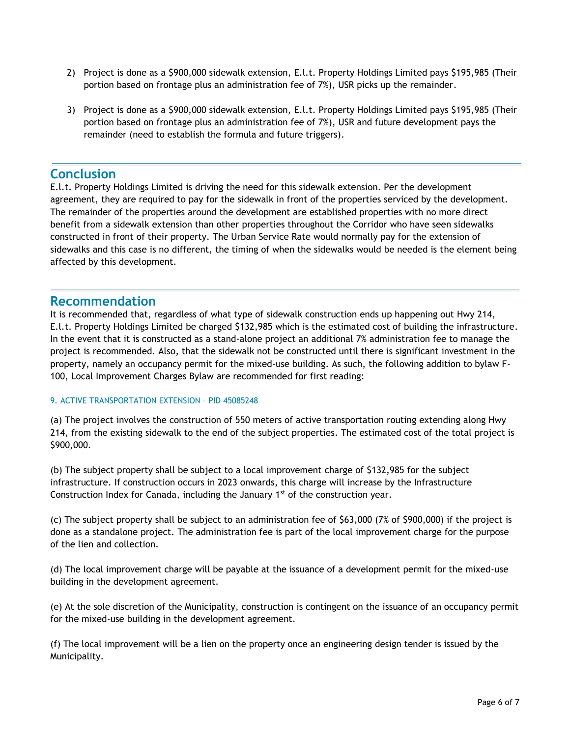2) Project is done as a $900,000 sidewalk extension, E.l.t. Property Holdings Limited pays $195,985 (Their portion based on frontage plus an administration fee of 7%), USR picks up the remainder.

3) Project is done as a $900,000 sidewalk extension, E.l.t. Property Holdings Limited pays $195,985 (Their portion based on frontage plus an administration fee of 7%), USR and future development pays the remainder (need to establish the formula and future triggers).

## Conclusion

E.l.t. Property Holdings Limited is driving the need for this sidewalk extension. Per the development agreement, they are required to pay for the sidewalk in front of the properties serviced by the development. The remainder of the properties around the development are established properties with no more direct benefit from a sidewalk extension than other properties throughout the Corridor who have seen sidewalks constructed in front of their property. The Urban Service Rate would normally pay for the extension of sidewalks and this case is no different, the timing of when the sidewalks would be needed is the element being affected by this development.

## Recommendation

It is recommended that, regardless of what type of sidewalk construction ends up happening out Hwy 214, E.l.t. Property Holdings Limited be charged $132,985 which is the estimated cost of building the infrastructure. In the event that it is constructed as a stand-alone project an additional 7% administration fee to manage the project is recommended. Also, that the sidewalk not be constructed until there is significant investment in the property, namely an occupancy permit for the mixed-use building. As such, the following addition to bylaw F-100, Local Improvement Charges Bylaw are recommended for first reading:

#### 9. ACTIVE TRANSPORTATION EXTENSION – PID 45085248

(a) The project involves the construction of 550 meters of active transportation routing extending along Hwy 214, from the existing sidewalk to the end of the subject properties. The estimated cost of the total project is $900,000.

(b) The subject property shall be subject to a local improvement charge of $132,985 for the subject infrastructure. If construction occurs in 2023 onwards, this charge will increase by the Infrastructure Construction Index for Canada, including the January 1st of the construction year.

(c) The subject property shall be subject to an administration fee of $63,000 (7% of $900,000) if the project is done as a standalone project. The administration fee is part of the local improvement charge for the purpose of the lien and collection.

(d) The local improvement charge will be payable at the issuance of a development permit for the mixed-use building in the development agreement.

(e) At the sole discretion of the Municipality, construction is contingent on the issuance of an occupancy permit for the mixed-use building in the development agreement.

(f) The local improvement will be a lien on the property once an engineering design tender is issued by the Municipality.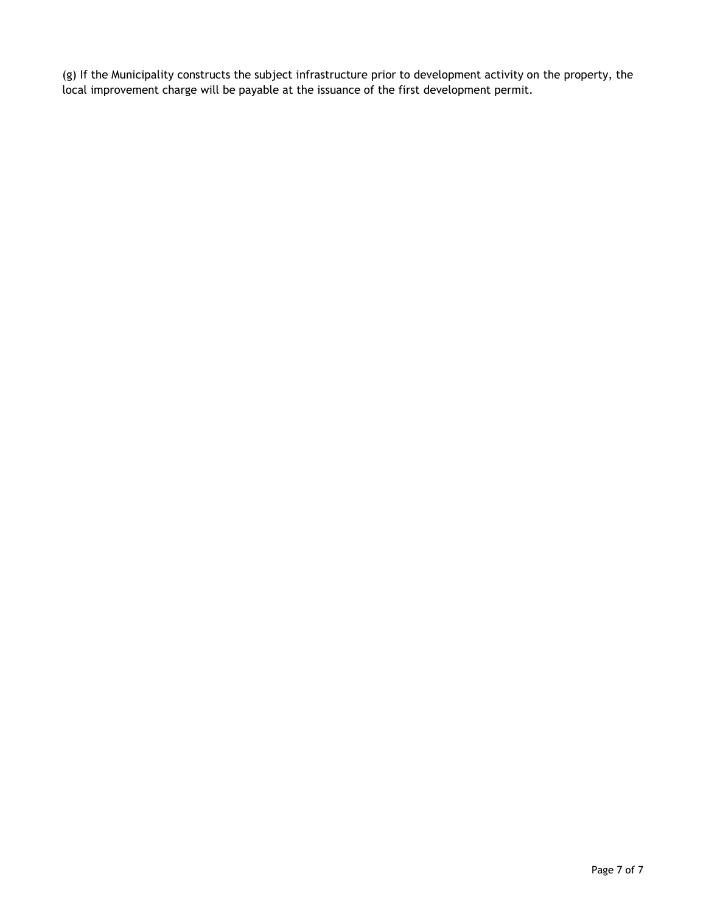(g) If the Municipality constructs the subject infrastructure prior to development activity on the property, the local improvement charge will be payable at the issuance of the first development permit.